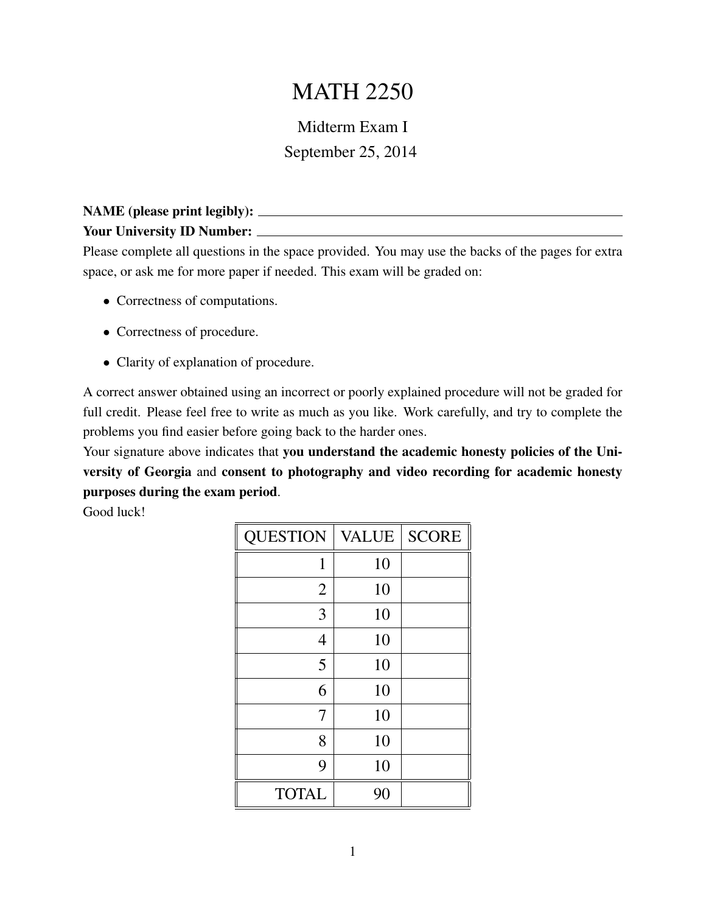# MATH 2250

## Midterm Exam I

September 25, 2014

**NAME (please print legibly):** \_\_\_\_\_\_\_\_\_\_\_\_\_\_\_\_\_\_\_\_\_\_\_\_\_\_\_\_\_\_\_\_\_\_\_\_\_\_\_\_\_\_\_\_

**Your University ID Number:** \_\_\_\_\_\_\_\_\_\_\_\_\_\_\_\_\_\_\_\_\_\_\_\_\_\_\_\_\_\_\_\_\_\_\_\_\_\_\_\_\_\_\_\_

Please complete all questions in the space provided. You may use the backs of the pages for extra space, or ask me for more paper if needed. This exam will be graded on:

- Correctness of computations.
- Correctness of procedure.
- Clarity of explanation of procedure.

A correct answer obtained using an incorrect or poorly explained procedure will not be graded for full credit. Please feel free to write as much as you like. Work carefully, and try to complete the problems you find easier before going back to the harder ones.

Your signature above indicates that **you understand the academic honesty policies of the University of Georgia** and **consent to photography and video recording for academic honesty purposes during the exam period**.

Good luck!

| QUESTION | VALUE | SCORE |
|---|---|---|
| 1 | 10 | |
| 2 | 10 | |
| 3 | 10 | |
| 4 | 10 | |
| 5 | 10 | |
| 6 | 10 | |
| 7 | 10 | |
| 8 | 10 | |
| 9 | 10 | |
| TOTAL | 90 | |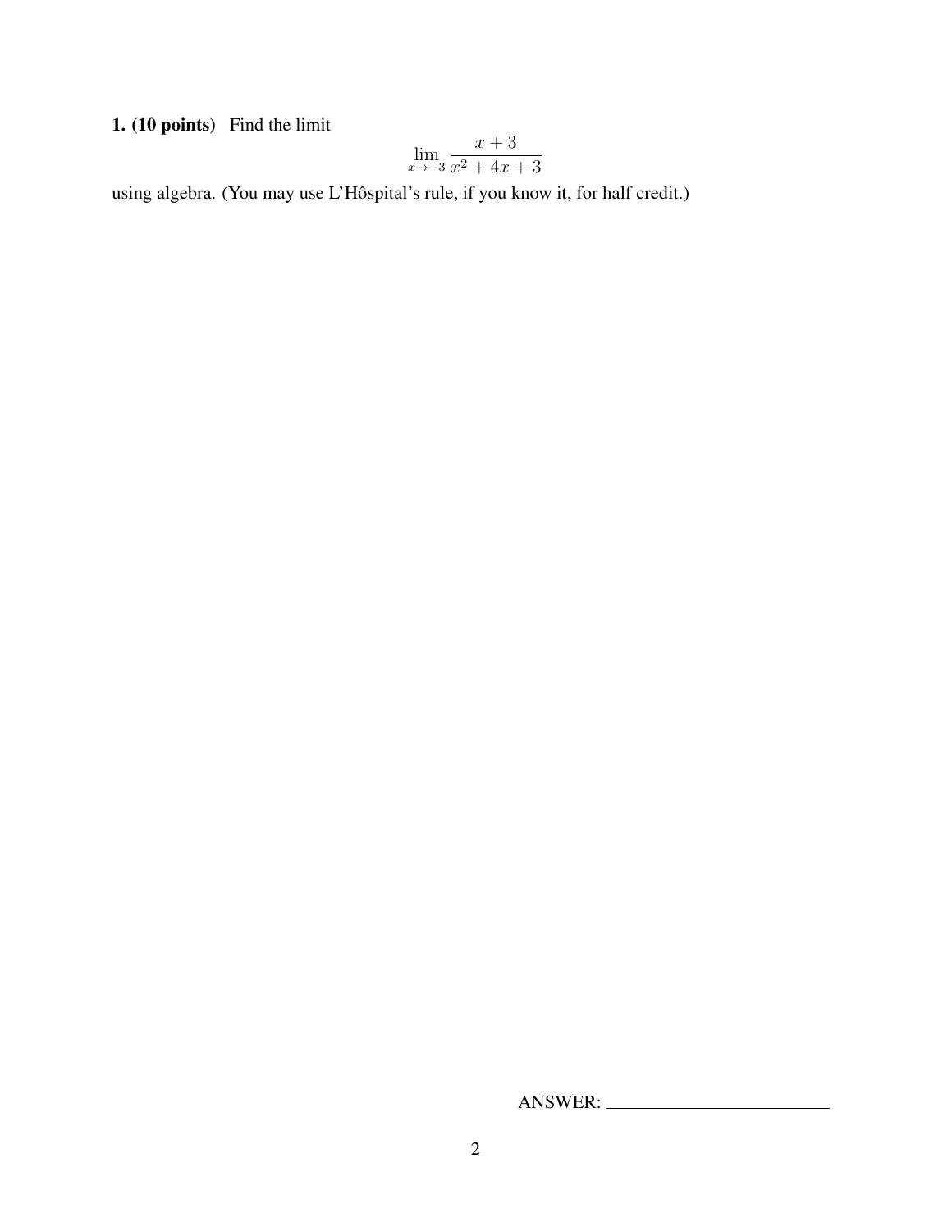**1. (10 points)** Find the limit

$$\lim_{x \to -3} \frac{x+3}{x^2+4x+3}$$

using algebra. (You may use L'Hôspital's rule, if you know it, for half credit.)

ANSWER: \_\_\_\_\_\_\_\_\_\_\_\_\_\_\_\_\_\_\_\_\_\_\_\_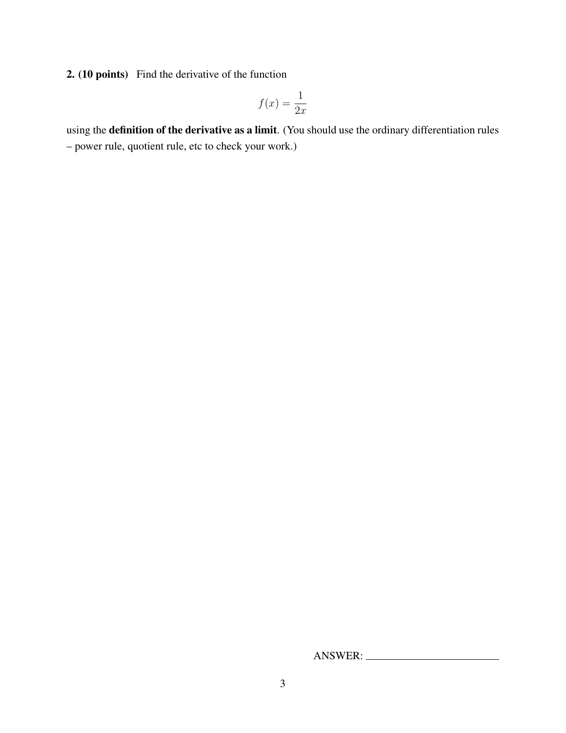**2. (10 points)** Find the derivative of the function

$$f(x) = \frac{1}{2x}$$

using the **definition of the derivative as a limit**. (You should use the ordinary differentiation rules – power rule, quotient rule, etc to check your work.)

ANSWER: \_\_\_\_\_\_\_\_\_\_\_\_\_\_\_\_\_\_\_\_\_\_\_\_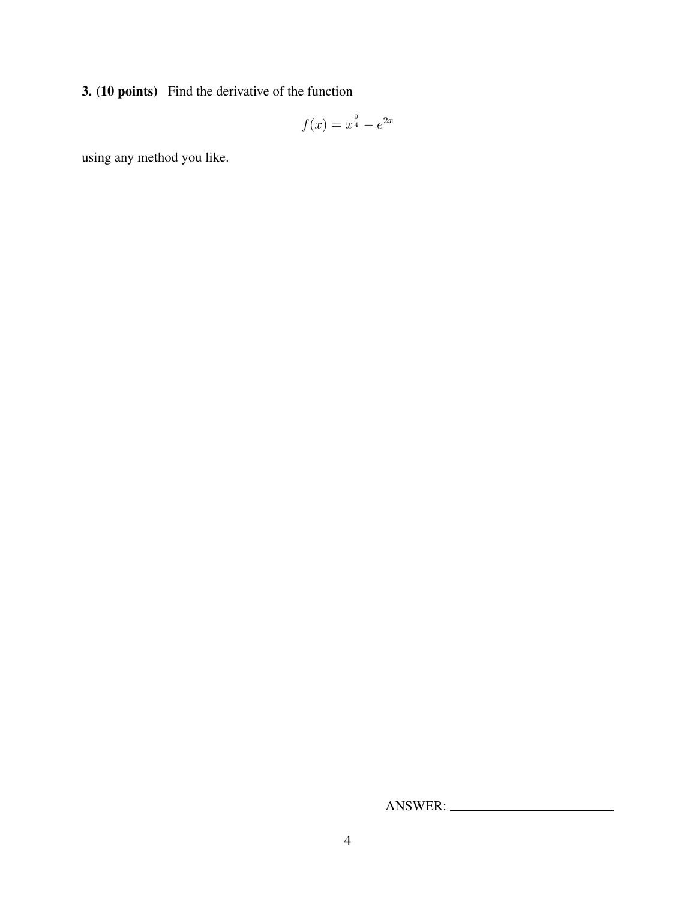**3. (10 points)** Find the derivative of the function

$$f(x) = x^{\frac{9}{4}} - e^{2x}$$

using any method you like.

ANSWER: ________________________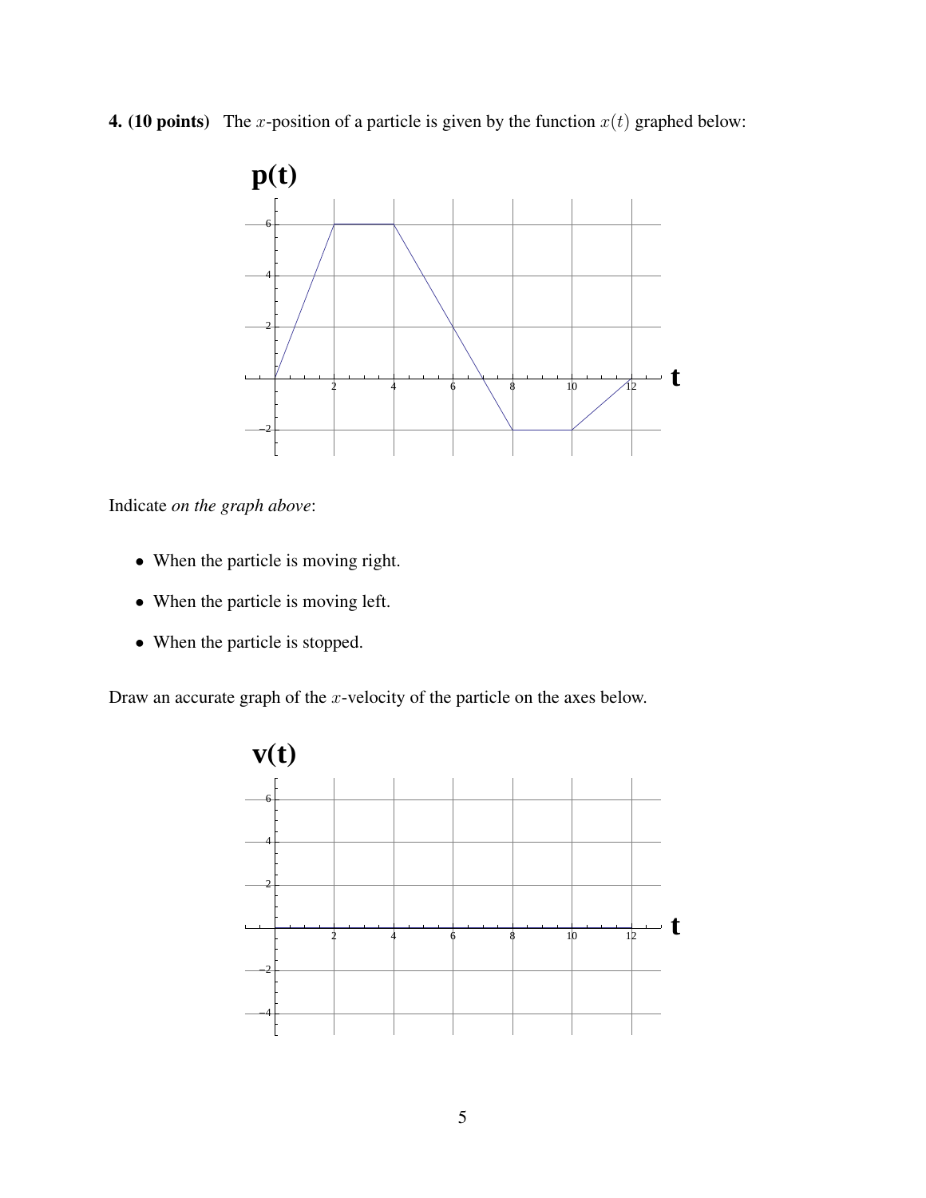**4. (10 points)** The $x$-position of a particle is given by the function $x(t)$ graphed below:

Indicate *on the graph above*:

- When the particle is moving right.
- When the particle is moving left.
- When the particle is stopped.

Draw an accurate graph of the $x$-velocity of the particle on the axes below.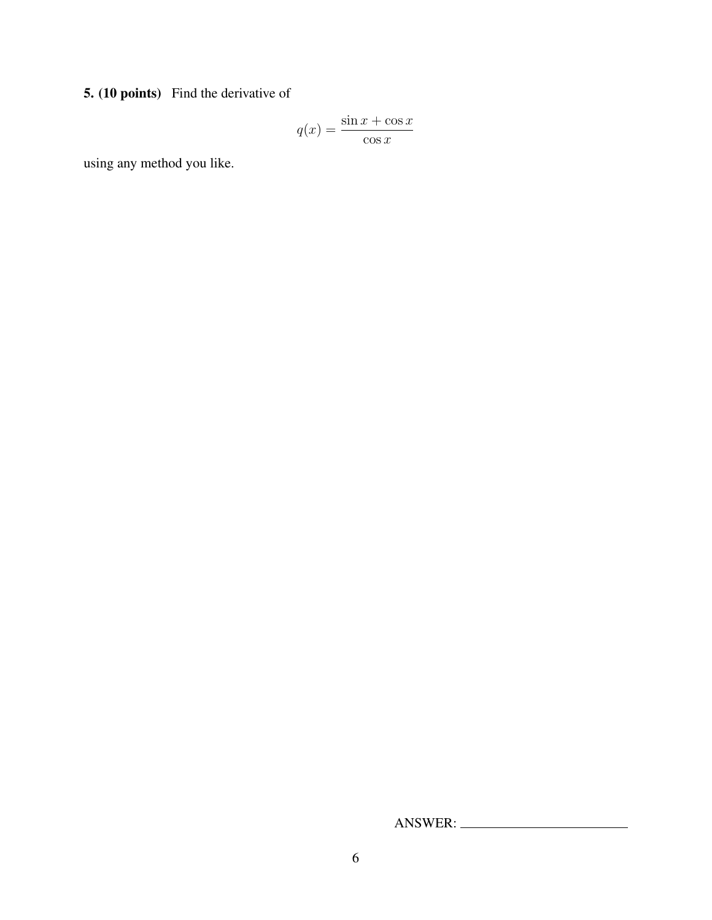**5. (10 points)** Find the derivative of

$$q(x) = \frac{\sin x + \cos x}{\cos x}$$

using any method you like.

ANSWER: ________________________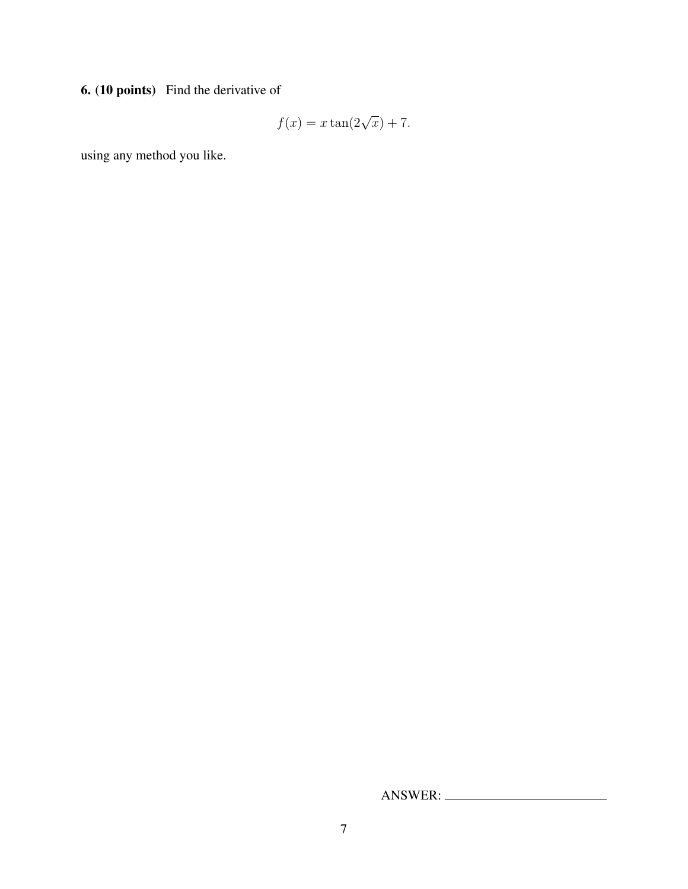**6. (10 points)** Find the derivative of

$$f(x) = x \tan(2\sqrt{x}) + 7.$$

using any method you like.

ANSWER: ______________________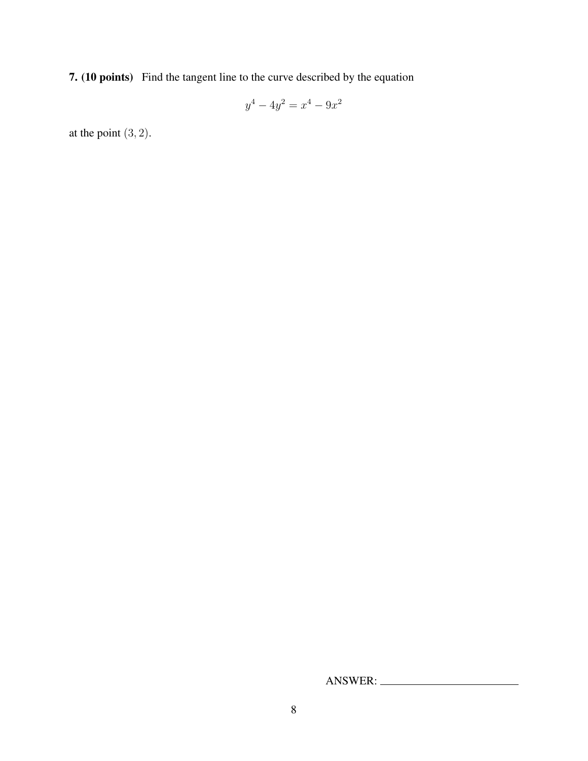**7. (10 points)** Find the tangent line to the curve described by the equation

$$y^4 - 4y^2 = x^4 - 9x^2$$

at the point $(3, 2)$.

ANSWER: ________________________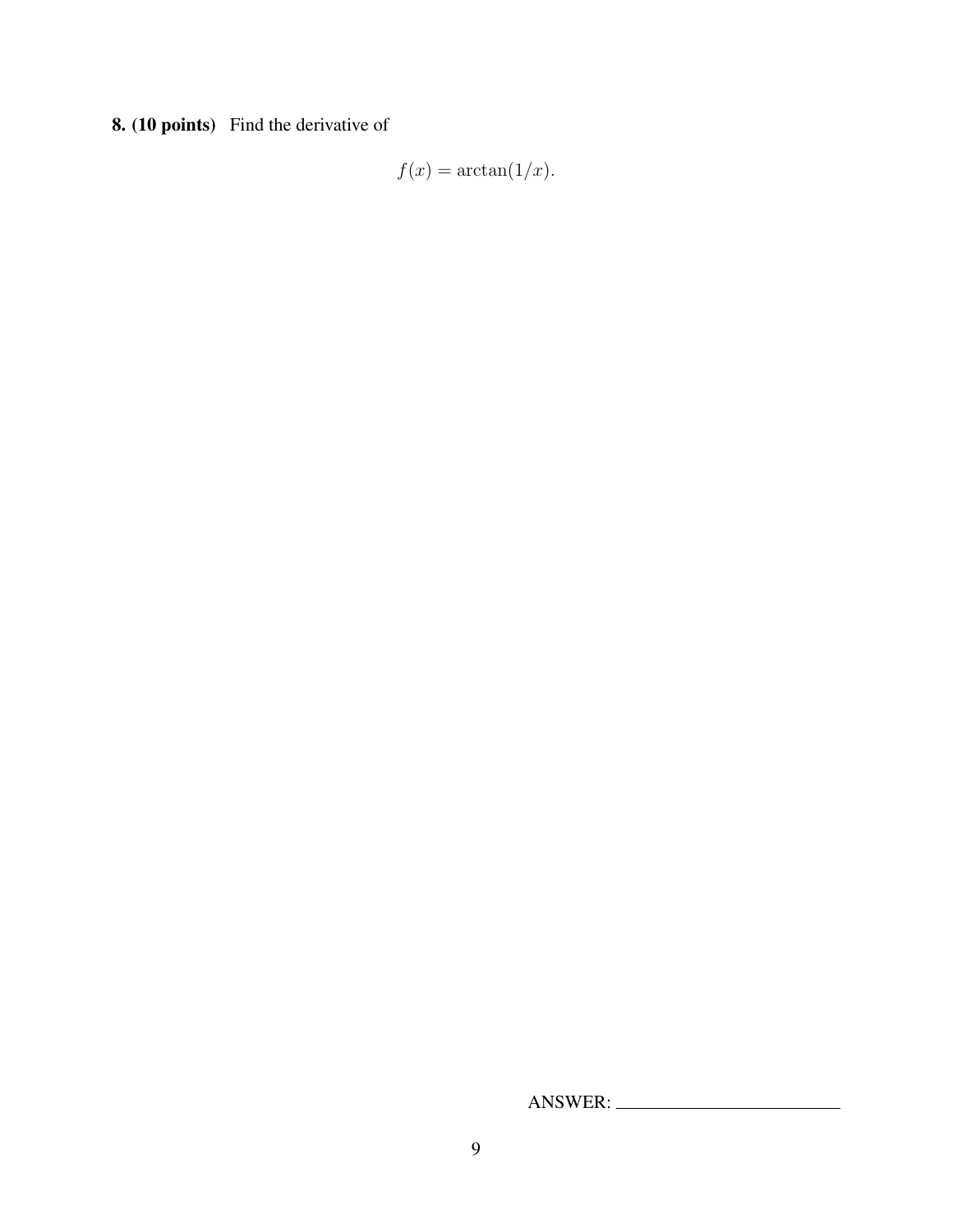**8. (10 points)** Find the derivative of

$$f(x) = \arctan(1/x).$$

ANSWER: ______________________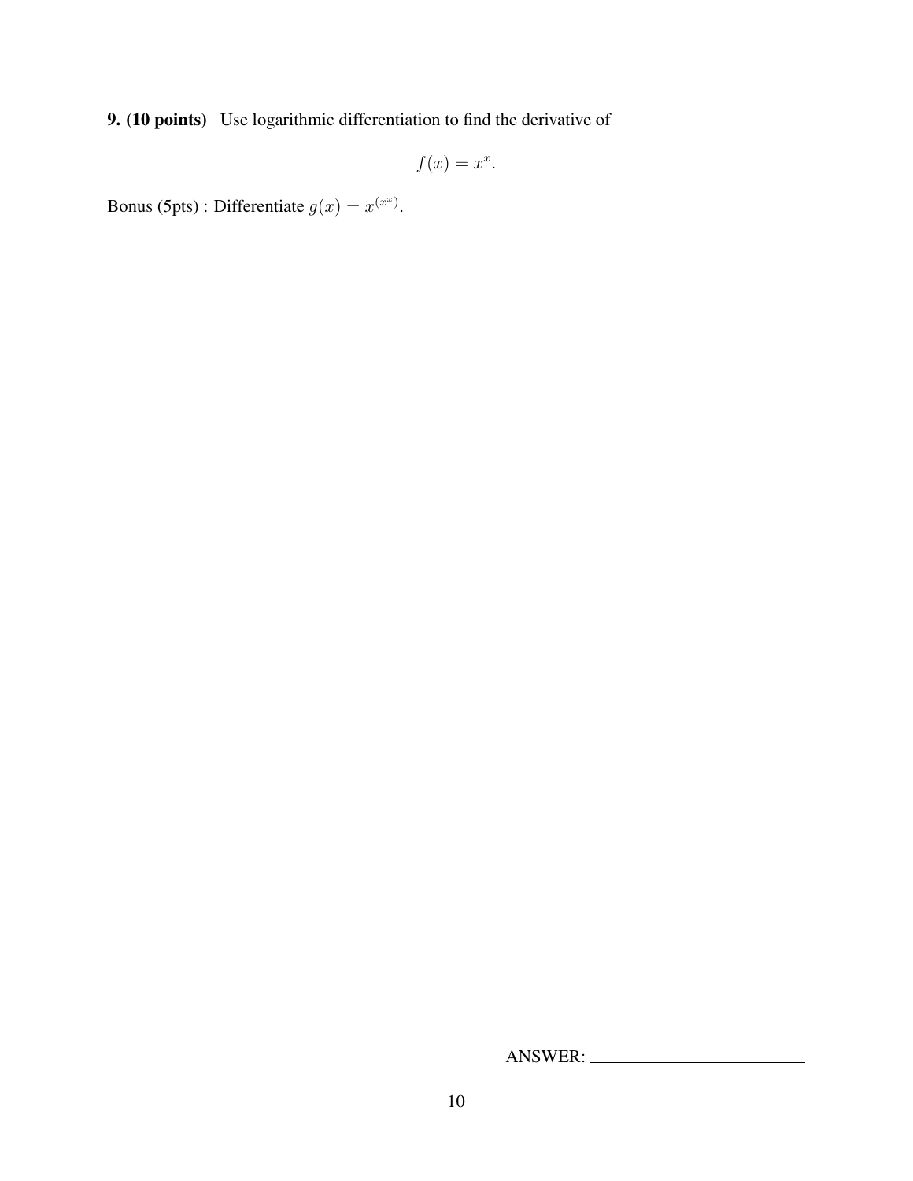**9. (10 points)** Use logarithmic differentiation to find the derivative of

$$f(x) = x^x.$$

Bonus (5pts) : Differentiate $g(x) = x^{(x^x)}$.

ANSWER: ______________________